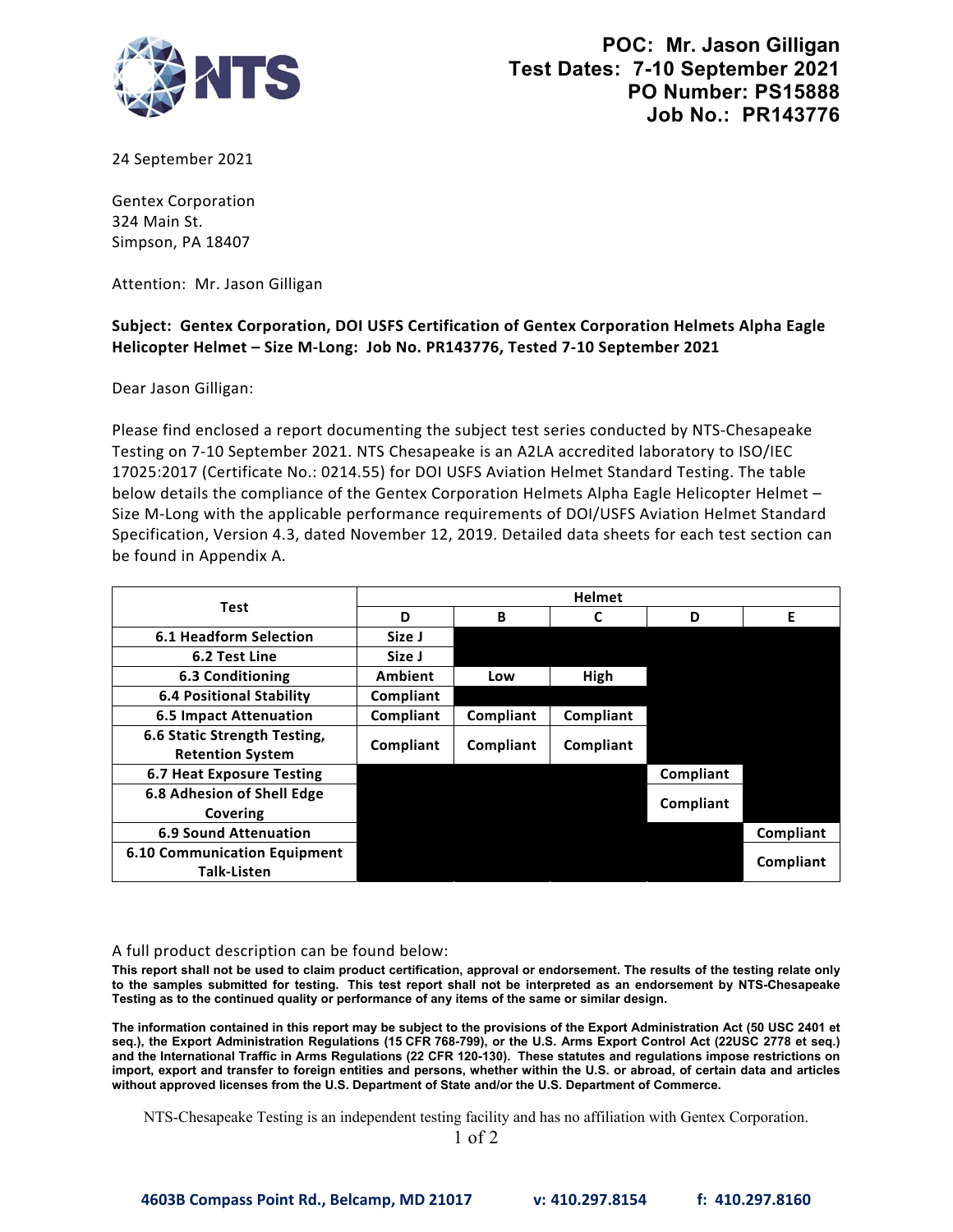**POC: Mr. Jason Gilligan**
**Test Dates: 7-10 September 2021**
**PO Number: PS15888**
**Job No.: PR143776**

24 September 2021

Gentex Corporation
324 Main St.
Simpson, PA 18407

Attention: Mr. Jason Gilligan

**Subject: Gentex Corporation, DOI USFS Certification of Gentex Corporation Helmets Alpha Eagle Helicopter Helmet – Size M-Long: Job No. PR143776, Tested 7-10 September 2021**

Dear Jason Gilligan:

Please find enclosed a report documenting the subject test series conducted by NTS-Chesapeake Testing on 7-10 September 2021. NTS Chesapeake is an A2LA accredited laboratory to ISO/IEC 17025:2017 (Certificate No.: 0214.55) for DOI USFS Aviation Helmet Standard Testing. The table below details the compliance of the Gentex Corporation Helmets Alpha Eagle Helicopter Helmet – Size M-Long with the applicable performance requirements of DOI/USFS Aviation Helmet Standard Specification, Version 4.3, dated November 12, 2019. Detailed data sheets for each test section can be found in Appendix A.

| Test | Helmet | | | | |
|---|---|---|---|---|---|
| | **D** | **B** | **C** | **D** | **E** |
| **6.1 Headform Selection** | Size J | | | | |
| **6.2 Test Line** | Size J | | | | |
| **6.3 Conditioning** | Ambient | Low | High | | |
| **6.4 Positional Stability** | Compliant | | | | |
| **6.5 Impact Attenuation** | Compliant | Compliant | Compliant | | |
| **6.6 Static Strength Testing, Retention System** | Compliant | Compliant | Compliant | | |
| **6.7 Heat Exposure Testing** | | | | Compliant | |
| **6.8 Adhesion of Shell Edge Covering** | | | | Compliant | |
| **6.9 Sound Attenuation** | | | | | Compliant |
| **6.10 Communication Equipment Talk-Listen** | | | | | Compliant |

A full product description can be found below:

**This report shall not be used to claim product certification, approval or endorsement. The results of the testing relate only to the samples submitted for testing. This test report shall not be interpreted as an endorsement by NTS-Chesapeake Testing as to the continued quality or performance of any items of the same or similar design.**

**The information contained in this report may be subject to the provisions of the Export Administration Act (50 USC 2401 et seq.), the Export Administration Regulations (15 CFR 768-799), or the U.S. Arms Export Control Act (22USC 2778 et seq.) and the International Traffic in Arms Regulations (22 CFR 120-130). These statutes and regulations impose restrictions on import, export and transfer to foreign entities and persons, whether within the U.S. or abroad, of certain data and articles without approved licenses from the U.S. Department of State and/or the U.S. Department of Commerce.**

NTS-Chesapeake Testing is an independent testing facility and has no affiliation with Gentex Corporation.

**4603B Compass Point Rd., Belcamp, MD 21017 v: 410.297.8154 f: 410.297.8160**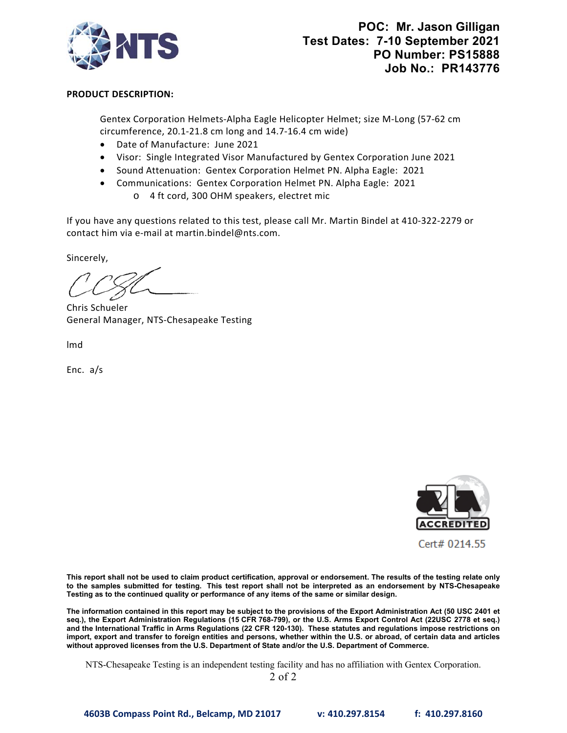**POC: Mr. Jason Gilligan**
**Test Dates: 7-10 September 2021**
**PO Number: PS15888**
**Job No.: PR143776**

**PRODUCT DESCRIPTION:**

Gentex Corporation Helmets-Alpha Eagle Helicopter Helmet; size M-Long (57-62 cm circumference, 20.1-21.8 cm long and 14.7-16.4 cm wide)

- Date of Manufacture: June 2021
- Visor: Single Integrated Visor Manufactured by Gentex Corporation June 2021
- Sound Attenuation: Gentex Corporation Helmet PN. Alpha Eagle: 2021
- Communications: Gentex Corporation Helmet PN. Alpha Eagle: 2021
  - 4 ft cord, 300 OHM speakers, electret mic

If you have any questions related to this test, please call Mr. Martin Bindel at 410-322-2279 or contact him via e-mail at martin.bindel@nts.com.

Sincerely,

Chris Schueler
General Manager, NTS-Chesapeake Testing

lmd

Enc. a/s

ACCREDITED
Cert# 0214.55

**This report shall not be used to claim product certification, approval or endorsement. The results of the testing relate only to the samples submitted for testing. This test report shall not be interpreted as an endorsement by NTS-Chesapeake Testing as to the continued quality or performance of any items of the same or similar design.**

**The information contained in this report may be subject to the provisions of the Export Administration Act (50 USC 2401 et seq.), the Export Administration Regulations (15 CFR 768-799), or the U.S. Arms Export Control Act (22USC 2778 et seq.) and the International Traffic in Arms Regulations (22 CFR 120-130). These statutes and regulations impose restrictions on import, export and transfer to foreign entities and persons, whether within the U.S. or abroad, of certain data and articles without approved licenses from the U.S. Department of State and/or the U.S. Department of Commerce.**

NTS-Chesapeake Testing is an independent testing facility and has no affiliation with Gentex Corporation.

**4603B Compass Point Rd., Belcamp, MD 21017 v: 410.297.8154 f: 410.297.8160**